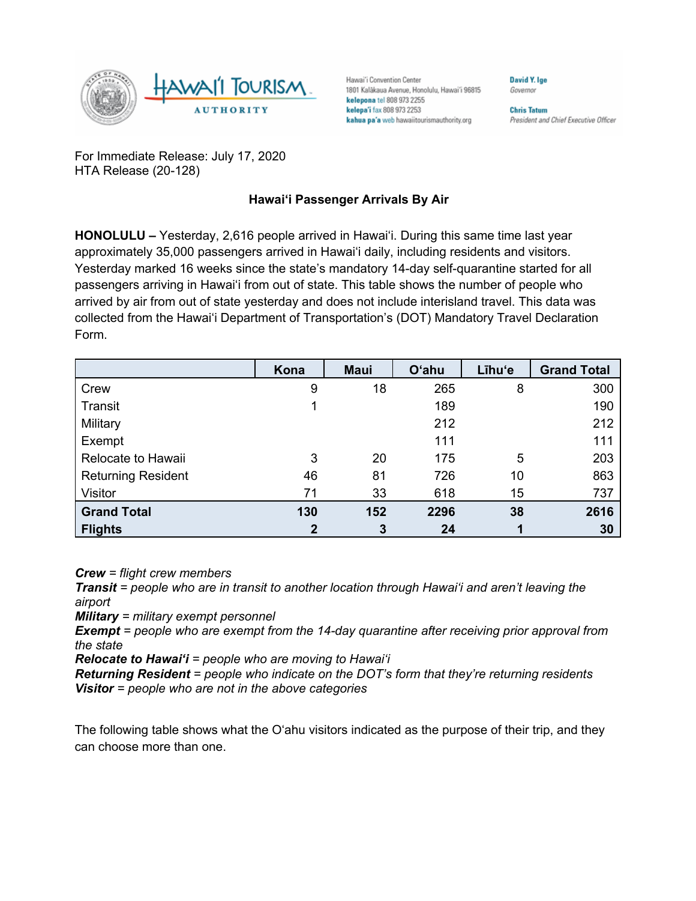Hawai'i Convention Center
1801 Kalākaua Avenue, Honolulu, Hawai'i 96815
**kelepona** tel 808 973 2255
**kelepa'i** fax 808 973 2253
**kahua pa'a** web hawaiitourismauthority.org

**David Y. Ige**
*Governor*

**Chris Tatum**
*President and Chief Executive Officer*

For Immediate Release: July 17, 2020
HTA Release (20-128)

## Hawai'i Passenger Arrivals By Air

**HONOLULU –** Yesterday, 2,616 people arrived in Hawai'i. During this same time last year approximately 35,000 passengers arrived in Hawai'i daily, including residents and visitors. Yesterday marked 16 weeks since the state's mandatory 14-day self-quarantine started for all passengers arriving in Hawai'i from out of state. This table shows the number of people who arrived by air from out of state yesterday and does not include interisland travel. This data was collected from the Hawai'i Department of Transportation's (DOT) Mandatory Travel Declaration Form.

| | Kona | Maui | O'ahu | Līhu'e | Grand Total |
|---|---|---|---|---|---|
| Crew | 9 | 18 | 265 | 8 | 300 |
| Transit | 1 | | 189 | | 190 |
| Military | | | 212 | | 212 |
| Exempt | | | 111 | | 111 |
| Relocate to Hawaii | 3 | 20 | 175 | 5 | 203 |
| Returning Resident | 46 | 81 | 726 | 10 | 863 |
| Visitor | 71 | 33 | 618 | 15 | 737 |
| **Grand Total** | **130** | **152** | **2296** | **38** | **2616** |
| **Flights** | **2** | **3** | **24** | **1** | **30** |

***Crew*** *= flight crew members*
***Transit*** *= people who are in transit to another location through Hawai'i and aren't leaving the airport*
***Military*** *= military exempt personnel*
***Exempt*** *= people who are exempt from the 14-day quarantine after receiving prior approval from the state*
***Relocate to Hawai'i*** *= people who are moving to Hawai'i*
***Returning Resident*** *= people who indicate on the DOT's form that they're returning residents*
***Visitor*** *= people who are not in the above categories*

The following table shows what the O'ahu visitors indicated as the purpose of their trip, and they can choose more than one.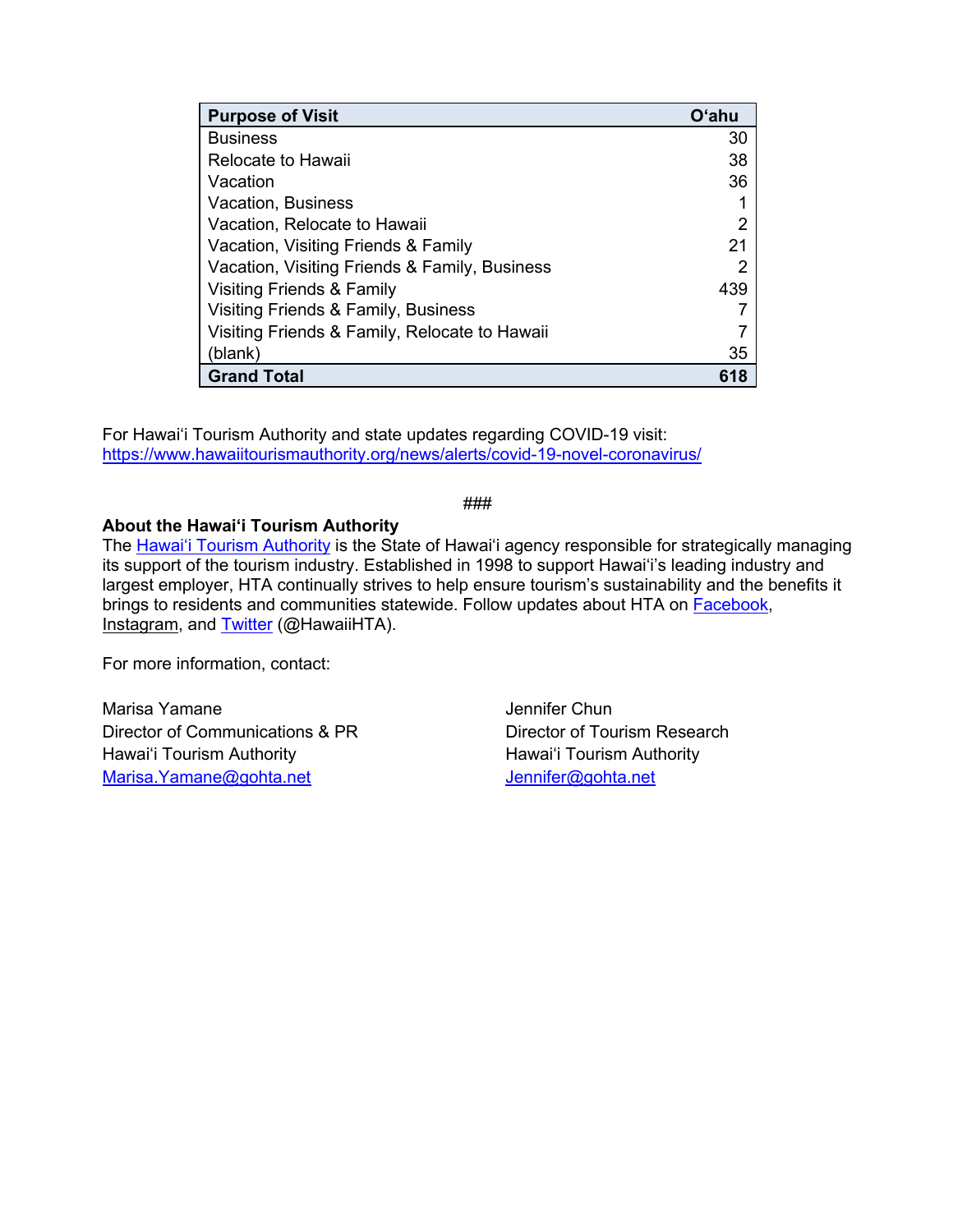| Purpose of Visit | O'ahu |
| --- | --- |
| Business | 30 |
| Relocate to Hawaii | 38 |
| Vacation | 36 |
| Vacation, Business | 1 |
| Vacation, Relocate to Hawaii | 2 |
| Vacation, Visiting Friends & Family | 21 |
| Vacation, Visiting Friends & Family, Business | 2 |
| Visiting Friends & Family | 439 |
| Visiting Friends & Family, Business | 7 |
| Visiting Friends & Family, Relocate to Hawaii | 7 |
| (blank) | 35 |
| **Grand Total** | **618** |

For Hawaiʻi Tourism Authority and state updates regarding COVID-19 visit:
https://www.hawaiitourismauthority.org/news/alerts/covid-19-novel-coronavirus/

###

**About the Hawaiʻi Tourism Authority**
The Hawaiʻi Tourism Authority is the State of Hawaiʻi agency responsible for strategically managing its support of the tourism industry. Established in 1998 to support Hawaiʻi's leading industry and largest employer, HTA continually strives to help ensure tourism's sustainability and the benefits it brings to residents and communities statewide. Follow updates about HTA on Facebook, Instagram, and Twitter (@HawaiiHTA).

For more information, contact:

Marisa Yamane
Director of Communications & PR
Hawaiʻi Tourism Authority
Marisa.Yamane@gohta.net

Jennifer Chun
Director of Tourism Research
Hawaiʻi Tourism Authority
Jennifer@gohta.net